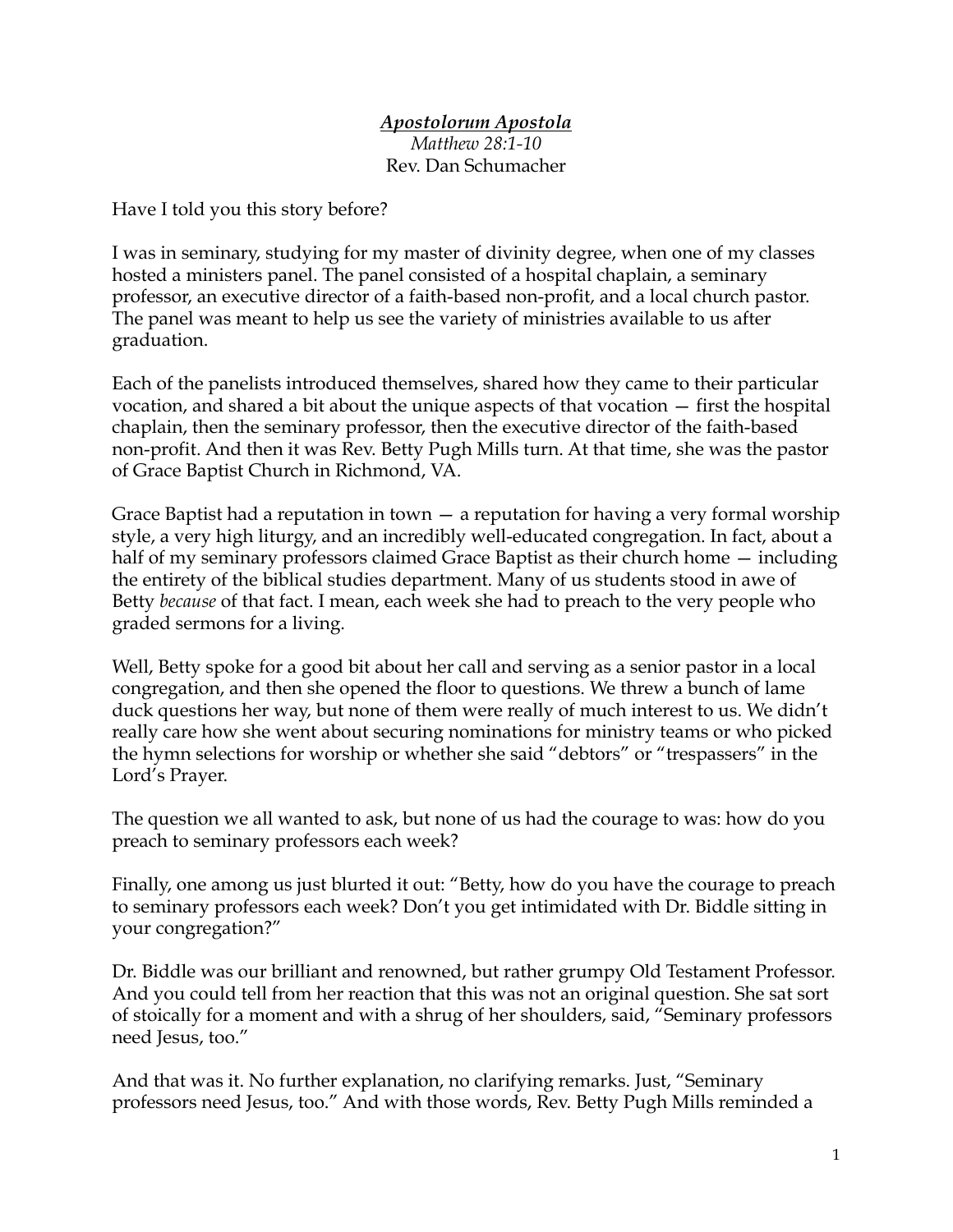***Apostolorum Apostola***

*Matthew 28:1-10*

Rev. Dan Schumacher

Have I told you this story before?

I was in seminary, studying for my master of divinity degree, when one of my classes hosted a ministers panel. The panel consisted of a hospital chaplain, a seminary professor, an executive director of a faith-based non-profit, and a local church pastor. The panel was meant to help us see the variety of ministries available to us after graduation.

Each of the panelists introduced themselves, shared how they came to their particular vocation, and shared a bit about the unique aspects of that vocation — first the hospital chaplain, then the seminary professor, then the executive director of the faith-based non-profit. And then it was Rev. Betty Pugh Mills turn. At that time, she was the pastor of Grace Baptist Church in Richmond, VA.

Grace Baptist had a reputation in town — a reputation for having a very formal worship style, a very high liturgy, and an incredibly well-educated congregation. In fact, about a half of my seminary professors claimed Grace Baptist as their church home — including the entirety of the biblical studies department. Many of us students stood in awe of Betty *because* of that fact. I mean, each week she had to preach to the very people who graded sermons for a living.

Well, Betty spoke for a good bit about her call and serving as a senior pastor in a local congregation, and then she opened the floor to questions. We threw a bunch of lame duck questions her way, but none of them were really of much interest to us. We didn't really care how she went about securing nominations for ministry teams or who picked the hymn selections for worship or whether she said "debtors" or "trespassers" in the Lord's Prayer.

The question we all wanted to ask, but none of us had the courage to was: how do you preach to seminary professors each week?

Finally, one among us just blurted it out: "Betty, how do you have the courage to preach to seminary professors each week? Don't you get intimidated with Dr. Biddle sitting in your congregation?"

Dr. Biddle was our brilliant and renowned, but rather grumpy Old Testament Professor. And you could tell from her reaction that this was not an original question. She sat sort of stoically for a moment and with a shrug of her shoulders, said, "Seminary professors need Jesus, too."

And that was it. No further explanation, no clarifying remarks. Just, "Seminary professors need Jesus, too." And with those words, Rev. Betty Pugh Mills reminded a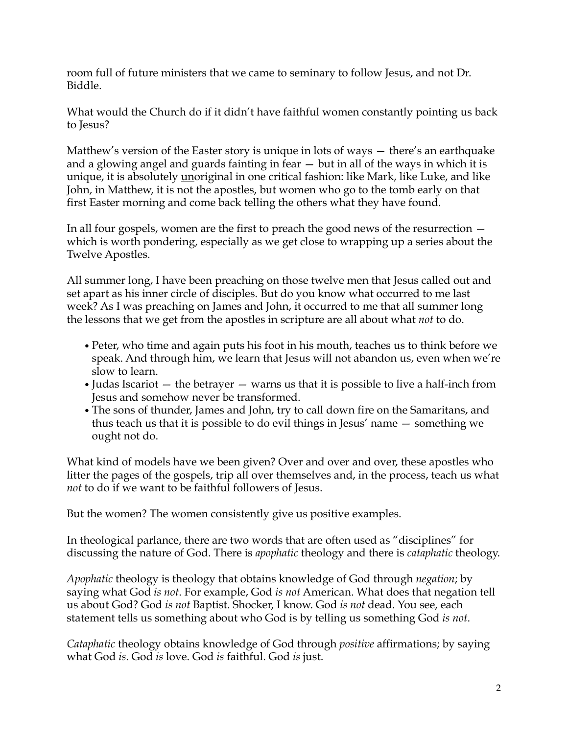room full of future ministers that we came to seminary to follow Jesus, and not Dr. Biddle.

What would the Church do if it didn't have faithful women constantly pointing us back to Jesus?

Matthew's version of the Easter story is unique in lots of ways — there's an earthquake and a glowing angel and guards fainting in fear — but in all of the ways in which it is unique, it is absolutely <u>un</u>original in one critical fashion: like Mark, like Luke, and like John, in Matthew, it is not the apostles, but women who go to the tomb early on that first Easter morning and come back telling the others what they have found.

In all four gospels, women are the first to preach the good news of the resurrection — which is worth pondering, especially as we get close to wrapping up a series about the Twelve Apostles.

All summer long, I have been preaching on those twelve men that Jesus called out and set apart as his inner circle of disciples. But do you know what occurred to me last week? As I was preaching on James and John, it occurred to me that all summer long the lessons that we get from the apostles in scripture are all about what *not* to do.

- Peter, who time and again puts his foot in his mouth, teaches us to think before we speak. And through him, we learn that Jesus will not abandon us, even when we're slow to learn.
- Judas Iscariot — the betrayer — warns us that it is possible to live a half-inch from Jesus and somehow never be transformed.
- The sons of thunder, James and John, try to call down fire on the Samaritans, and thus teach us that it is possible to do evil things in Jesus' name — something we ought not do.

What kind of models have we been given? Over and over and over, these apostles who litter the pages of the gospels, trip all over themselves and, in the process, teach us what *not* to do if we want to be faithful followers of Jesus.

But the women? The women consistently give us positive examples.

In theological parlance, there are two words that are often used as "disciplines" for discussing the nature of God. There is *apophatic* theology and there is *cataphatic* theology.

*Apophatic* theology is theology that obtains knowledge of God through *negation*; by saying what God *is not*. For example, God *is not* American. What does that negation tell us about God? God *is not* Baptist. Shocker, I know. God *is not* dead. You see, each statement tells us something about who God is by telling us something God *is not*.

*Cataphatic* theology obtains knowledge of God through *positive* affirmations; by saying what God *is*. God *is* love. God *is* faithful. God *is* just.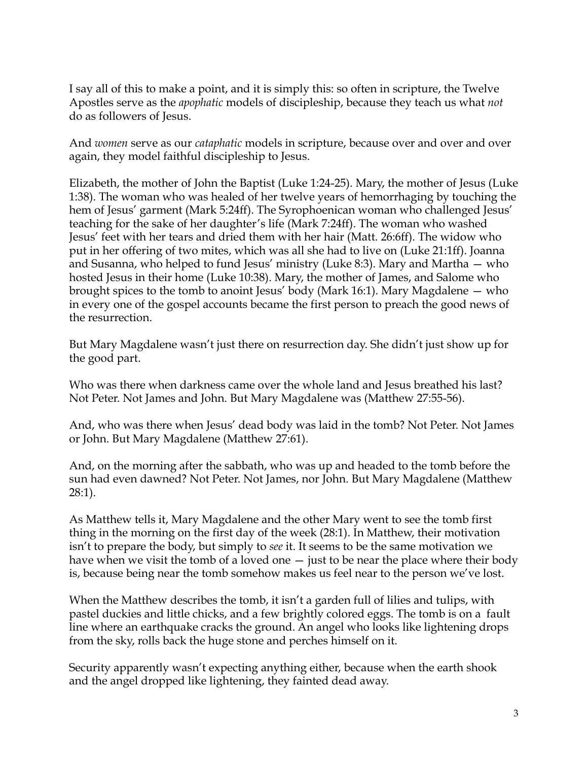I say all of this to make a point, and it is simply this: so often in scripture, the Twelve Apostles serve as the *apophatic* models of discipleship, because they teach us what *not* do as followers of Jesus.

And *women* serve as our *cataphatic* models in scripture, because over and over and over again, they model faithful discipleship to Jesus.

Elizabeth, the mother of John the Baptist (Luke 1:24-25). Mary, the mother of Jesus (Luke 1:38). The woman who was healed of her twelve years of hemorrhaging by touching the hem of Jesus' garment (Mark 5:24ff). The Syrophoenican woman who challenged Jesus' teaching for the sake of her daughter's life (Mark 7:24ff). The woman who washed Jesus' feet with her tears and dried them with her hair (Matt. 26:6ff). The widow who put in her offering of two mites, which was all she had to live on (Luke 21:1ff). Joanna and Susanna, who helped to fund Jesus' ministry (Luke 8:3). Mary and Martha — who hosted Jesus in their home (Luke 10:38). Mary, the mother of James, and Salome who brought spices to the tomb to anoint Jesus' body (Mark 16:1). Mary Magdalene — who in every one of the gospel accounts became the first person to preach the good news of the resurrection.

But Mary Magdalene wasn't just there on resurrection day. She didn't just show up for the good part.

Who was there when darkness came over the whole land and Jesus breathed his last? Not Peter. Not James and John. But Mary Magdalene was (Matthew 27:55-56).

And, who was there when Jesus' dead body was laid in the tomb? Not Peter. Not James or John. But Mary Magdalene (Matthew 27:61).

And, on the morning after the sabbath, who was up and headed to the tomb before the sun had even dawned? Not Peter. Not James, nor John. But Mary Magdalene (Matthew 28:1).

As Matthew tells it, Mary Magdalene and the other Mary went to see the tomb first thing in the morning on the first day of the week (28:1). In Matthew, their motivation isn't to prepare the body, but simply to *see* it. It seems to be the same motivation we have when we visit the tomb of a loved one — just to be near the place where their body is, because being near the tomb somehow makes us feel near to the person we've lost.

When the Matthew describes the tomb, it isn't a garden full of lilies and tulips, with pastel duckies and little chicks, and a few brightly colored eggs. The tomb is on a fault line where an earthquake cracks the ground. An angel who looks like lightening drops from the sky, rolls back the huge stone and perches himself on it.

Security apparently wasn't expecting anything either, because when the earth shook and the angel dropped like lightening, they fainted dead away.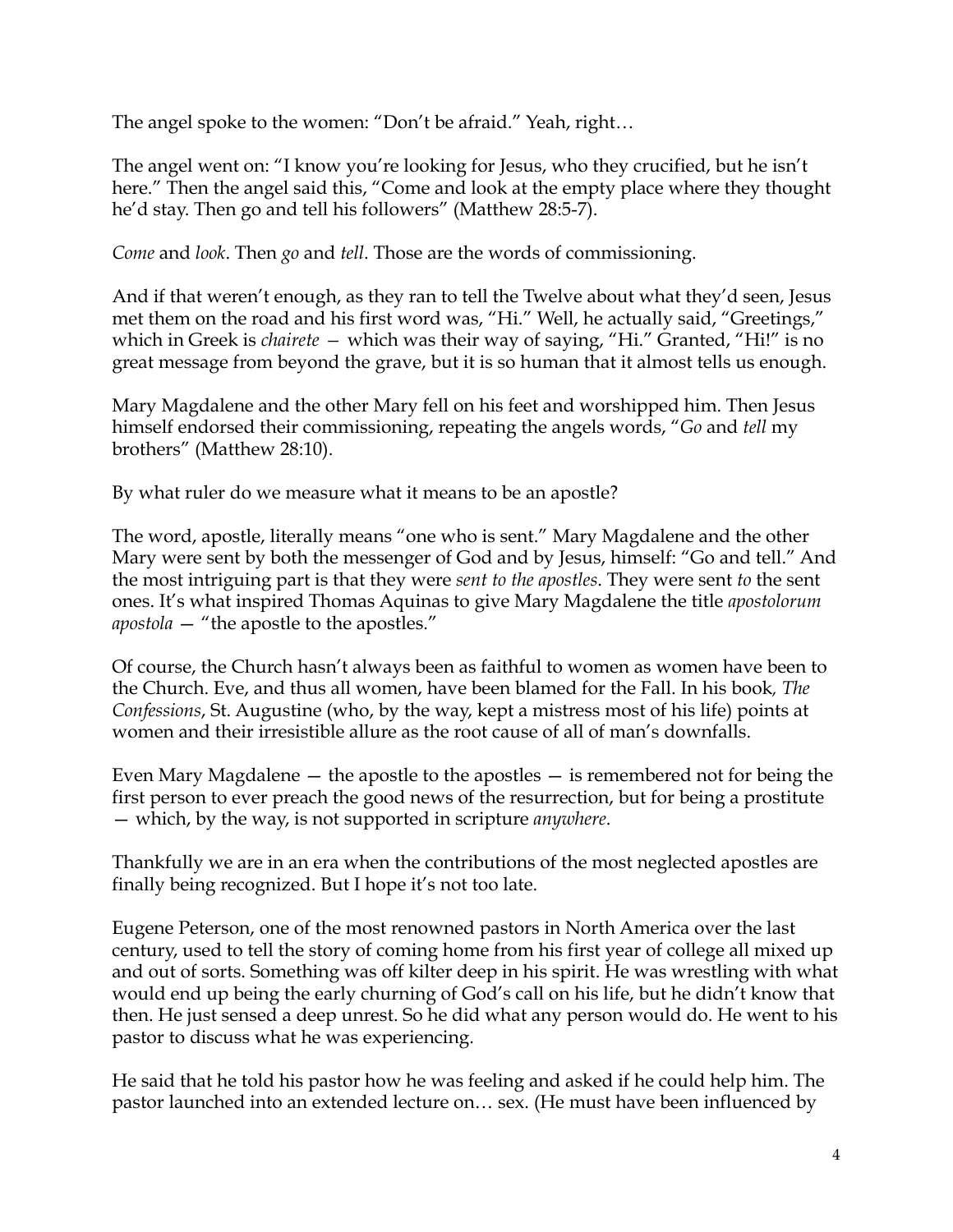The angel spoke to the women: "Don't be afraid." Yeah, right…

The angel went on: "I know you're looking for Jesus, who they crucified, but he isn't here." Then the angel said this, "Come and look at the empty place where they thought he'd stay. Then go and tell his followers" (Matthew 28:5-7).

*Come* and *look*. Then *go* and *tell*. Those are the words of commissioning.

And if that weren't enough, as they ran to tell the Twelve about what they'd seen, Jesus met them on the road and his first word was, "Hi." Well, he actually said, "Greetings," which in Greek is *chairete* — which was their way of saying, "Hi." Granted, "Hi!" is no great message from beyond the grave, but it is so human that it almost tells us enough.

Mary Magdalene and the other Mary fell on his feet and worshipped him. Then Jesus himself endorsed their commissioning, repeating the angels words, "*Go* and *tell* my brothers" (Matthew 28:10).

By what ruler do we measure what it means to be an apostle?

The word, apostle, literally means "one who is sent." Mary Magdalene and the other Mary were sent by both the messenger of God and by Jesus, himself: "Go and tell." And the most intriguing part is that they were *sent to the apostles*. They were sent *to* the sent ones. It's what inspired Thomas Aquinas to give Mary Magdalene the title *apostolorum apostola* — "the apostle to the apostles."

Of course, the Church hasn't always been as faithful to women as women have been to the Church. Eve, and thus all women, have been blamed for the Fall. In his book, *The Confessions*, St. Augustine (who, by the way, kept a mistress most of his life) points at women and their irresistible allure as the root cause of all of man's downfalls.

Even Mary Magdalene — the apostle to the apostles — is remembered not for being the first person to ever preach the good news of the resurrection, but for being a prostitute — which, by the way, is not supported in scripture *anywhere*.

Thankfully we are in an era when the contributions of the most neglected apostles are finally being recognized. But I hope it's not too late.

Eugene Peterson, one of the most renowned pastors in North America over the last century, used to tell the story of coming home from his first year of college all mixed up and out of sorts. Something was off kilter deep in his spirit. He was wrestling with what would end up being the early churning of God's call on his life, but he didn't know that then. He just sensed a deep unrest. So he did what any person would do. He went to his pastor to discuss what he was experiencing.

He said that he told his pastor how he was feeling and asked if he could help him. The pastor launched into an extended lecture on… sex. (He must have been influenced by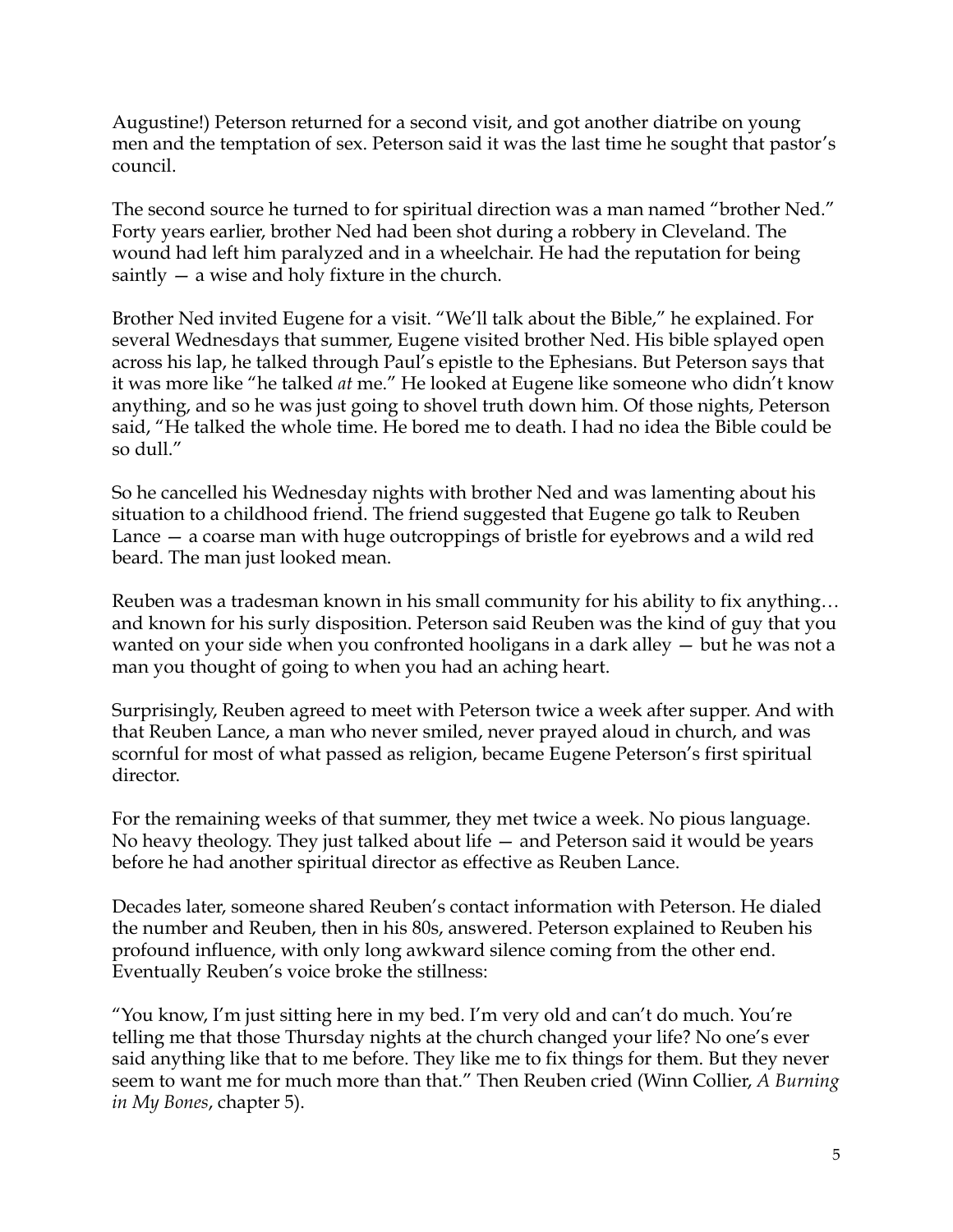Augustine!) Peterson returned for a second visit, and got another diatribe on young men and the temptation of sex. Peterson said it was the last time he sought that pastor's council.

The second source he turned to for spiritual direction was a man named "brother Ned." Forty years earlier, brother Ned had been shot during a robbery in Cleveland. The wound had left him paralyzed and in a wheelchair. He had the reputation for being saintly — a wise and holy fixture in the church.

Brother Ned invited Eugene for a visit. "We'll talk about the Bible," he explained. For several Wednesdays that summer, Eugene visited brother Ned. His bible splayed open across his lap, he talked through Paul's epistle to the Ephesians. But Peterson says that it was more like "he talked *at* me." He looked at Eugene like someone who didn't know anything, and so he was just going to shovel truth down him. Of those nights, Peterson said, "He talked the whole time. He bored me to death. I had no idea the Bible could be so dull."

So he cancelled his Wednesday nights with brother Ned and was lamenting about his situation to a childhood friend. The friend suggested that Eugene go talk to Reuben Lance — a coarse man with huge outcroppings of bristle for eyebrows and a wild red beard. The man just looked mean.

Reuben was a tradesman known in his small community for his ability to fix anything… and known for his surly disposition. Peterson said Reuben was the kind of guy that you wanted on your side when you confronted hooligans in a dark alley — but he was not a man you thought of going to when you had an aching heart.

Surprisingly, Reuben agreed to meet with Peterson twice a week after supper. And with that Reuben Lance, a man who never smiled, never prayed aloud in church, and was scornful for most of what passed as religion, became Eugene Peterson's first spiritual director.

For the remaining weeks of that summer, they met twice a week. No pious language. No heavy theology. They just talked about life — and Peterson said it would be years before he had another spiritual director as effective as Reuben Lance.

Decades later, someone shared Reuben's contact information with Peterson. He dialed the number and Reuben, then in his 80s, answered. Peterson explained to Reuben his profound influence, with only long awkward silence coming from the other end. Eventually Reuben's voice broke the stillness:

"You know, I'm just sitting here in my bed. I'm very old and can't do much. You're telling me that those Thursday nights at the church changed your life? No one's ever said anything like that to me before. They like me to fix things for them. But they never seem to want me for much more than that." Then Reuben cried (Winn Collier, *A Burning in My Bones*, chapter 5).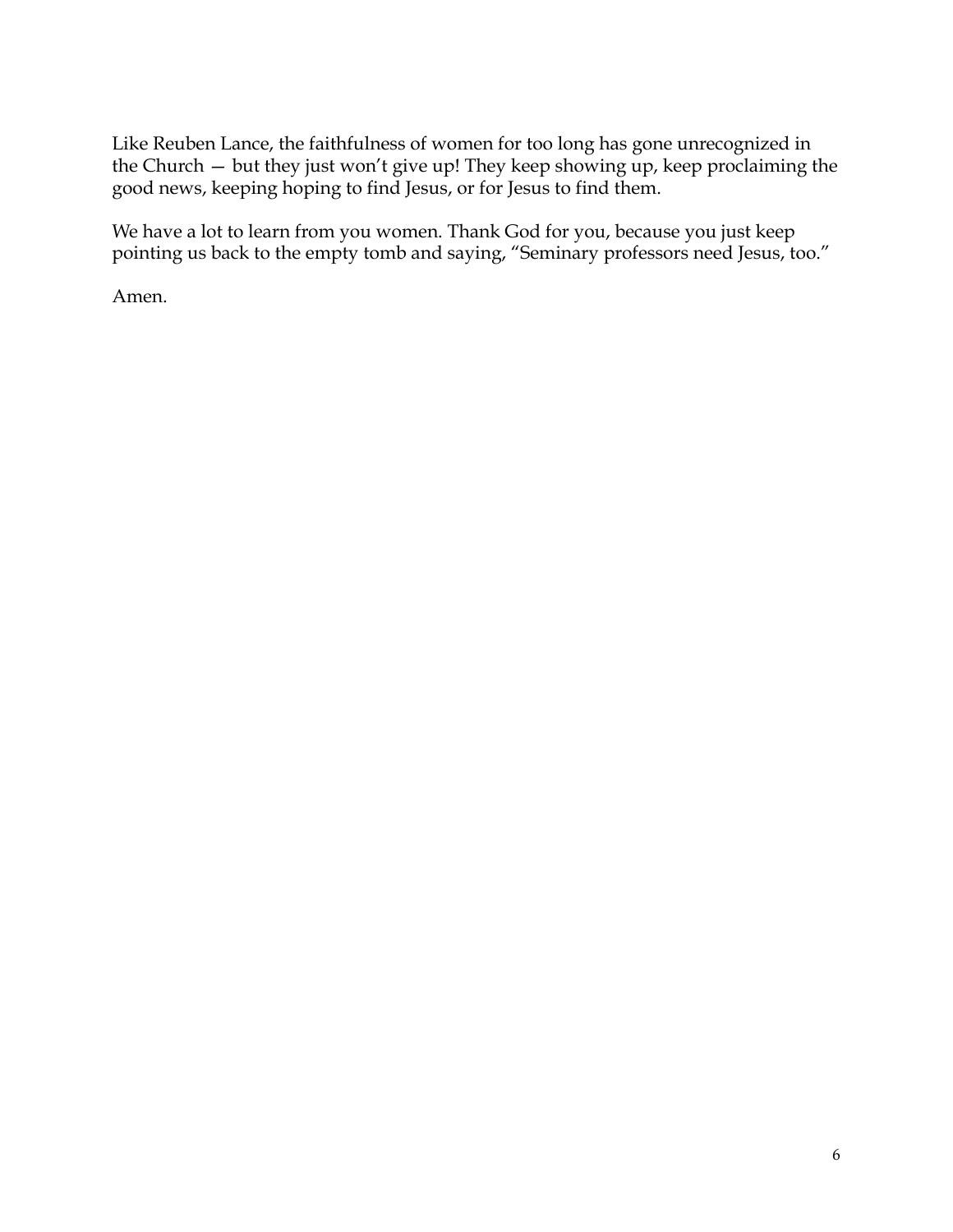Like Reuben Lance, the faithfulness of women for too long has gone unrecognized in the Church — but they just won't give up! They keep showing up, keep proclaiming the good news, keeping hoping to find Jesus, or for Jesus to find them.

We have a lot to learn from you women. Thank God for you, because you just keep pointing us back to the empty tomb and saying, "Seminary professors need Jesus, too."

Amen.